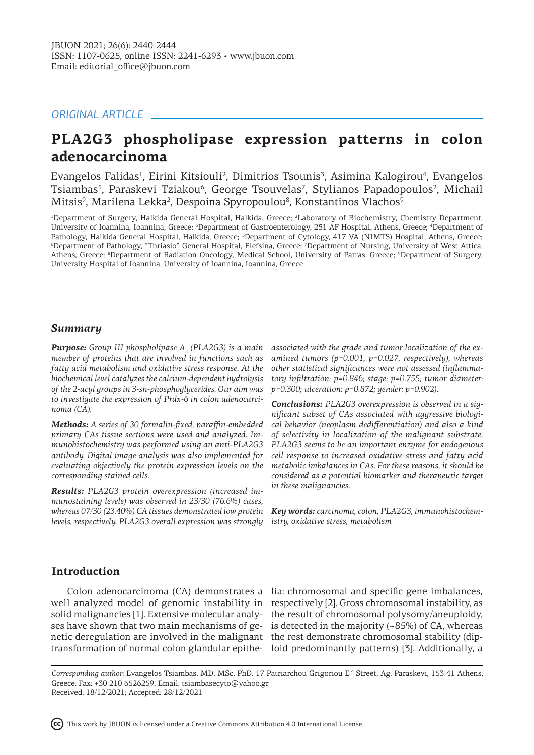*ORIGINAL ARTICLE*

# PLA2G3 phospholipase expression patterns in colon adenocarcinoma

Evangelos Falidas[1], Eirini Kitsiouli[2], Dimitrios Tsounis[3], Asimina Kalogirou[4], Evangelos Tsiambas[5], Paraskevi Tziakou[6], George Tsouvelas[7], Stylianos Papadopoulos[2], Michail Mitsis[9], Marilena Lekka[2], Despoina Spyropoulou[8], Konstantinos Vlachos[9]

[1]Department of Surgery, Halkida General Hospital, Halkida, Greece; [2]Laboratory of Biochemistry, Chemistry Department, University of Ioannina, Ioannina, Greece; [3]Department of Gastroenterology, 251 AF Hospital, Athens, Greece; [4]Department of Pathology, Halkida General Hospital, Halkida, Greece; [5]Department of Cytology, 417 VA (NIMTS) Hospital, Athens, Greece; [6]Department of Pathology, "Thriasio" General Hospital, Elefsina, Greece; [7]Department of Nursing, University of West Attica, Athens, Greece; [8]Department of Radiation Oncology, Medical School, University of Patras, Greece; [9]Department of Surgery, University Hospital of Ioannina, University of Ioannina, Ioannina, Greece

## Summary

***Purpose:*** *Group III phospholipase $A_2$ (PLA2G3) is a main member of proteins that are involved in functions such as fatty acid metabolism and oxidative stress response. At the biochemical level catalyzes the calcium-dependent hydrolysis of the 2-acyl groups in 3-sn-phosphoglycerides. Our aim was to investigate the expression of Prdx-6 in colon adenocarcinoma (CA).*

***Methods:*** *A series of 30 formalin-fixed, paraffin-embedded primary CAs tissue sections were used and analyzed. Immunohistochemistry was performed using an anti-PLA2G3 antibody. Digital image analysis was also implemented for evaluating objectively the protein expression levels on the corresponding stained cells.*

***Results:*** *PLA2G3 protein overexpression (increased immunostaining levels) was observed in 23/30 (76.6%) cases, whereas 07/30 (23.40%) CA tissues demonstrated low protein levels, respectively. PLA2G3 overall expression was strongly associated with the grade and tumor localization of the examined tumors (p=0.001, p=0.027, respectively), whereas other statistical significances were not assessed (inflammatory infiltration: p=0.846; stage: p=0.755; tumor diameter: p=0.300; ulceration: p=0.872; gender: p=0.902).*

***Conclusions:*** *PLA2G3 overexpression is observed in a significant subset of CAs associated with aggressive biological behavior (neoplasm dedifferentiation) and also a kind of selectivity in localization of the malignant substrate. PLA2G3 seems to be an important enzyme for endogenous cell response to increased oxidative stress and fatty acid metabolic imbalances in CAs. For these reasons, it should be considered as a potential biomarker and therapeutic target in these malignancies.*

***Key words:*** *carcinoma, colon, PLA2G3, immunohistochemistry, oxidative stress, metabolism*

## Introduction

Colon adenocarcinoma (CA) demonstrates a well analyzed model of genomic instability in solid malignancies [1]. Extensive molecular analyses have shown that two main mechanisms of genetic deregulation are involved in the malignant transformation of normal colon glandular epithelia: chromosomal and specific gene imbalances, respectively [2]. Gross chromosomal instability, as the result of chromosomal polysomy/aneuploidy, is detected in the majority (~85%) of CA, whereas the rest demonstrate chromosomal stability (diploid predominantly patterns) [3]. Additionally, a

*Corresponding author:* Evangelos Tsiambas, MD, MSc, PhD. 17 Patriarchou Grigoriou E΄ Street, Ag. Paraskevi, 153 41 Athens, Greece. Fax: +30 210 6526259, Email: tsiambasecyto@yahoo.gr
Received: 18/12/2021; Accepted: 28/12/2021

This work by JBUON is licensed under a Creative Commons Attribution 4.0 International License.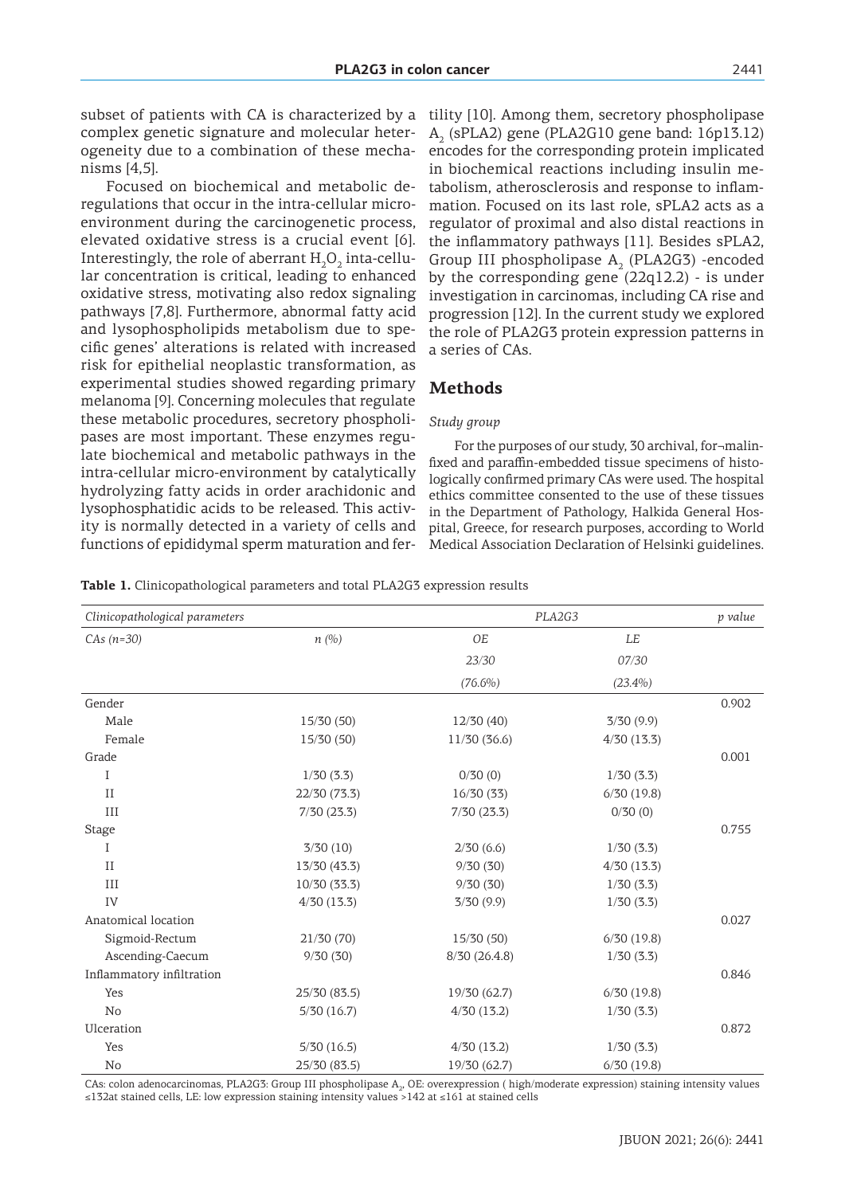subset of patients with CA is characterized by a complex genetic signature and molecular heterogeneity due to a combination of these mechanisms [4,5].

Focused on biochemical and metabolic deregulations that occur in the intra-cellular microenvironment during the carcinogenetic process, elevated oxidative stress is a crucial event [6]. Interestingly, the role of aberrant $H_2O_2$ inta-cellular concentration is critical, leading to enhanced oxidative stress, motivating also redox signaling pathways [7,8]. Furthermore, abnormal fatty acid and lysophospholipids metabolism due to specific genes' alterations is related with increased risk for epithelial neoplastic transformation, as experimental studies showed regarding primary melanoma [9]. Concerning molecules that regulate these metabolic procedures, secretory phospholipases are most important. These enzymes regulate biochemical and metabolic pathways in the intra-cellular micro-environment by catalytically hydrolyzing fatty acids in order arachidonic and lysophosphatidic acids to be released. This activity is normally detected in a variety of cells and functions of epididymal sperm maturation and fertility [10]. Among them, secretory phospholipase $A_2$ (sPLA2) gene (PLA2G10 gene band: 16p13.12) encodes for the corresponding protein implicated in biochemical reactions including insulin metabolism, atherosclerosis and response to inflammation. Focused on its last role, sPLA2 acts as a regulator of proximal and also distal reactions in the inflammatory pathways [11]. Besides sPLA2, Group III phospholipase $A_2$ (PLA2G3) -encoded by the corresponding gene (22q12.2) - is under investigation in carcinomas, including CA rise and progression [12]. In the current study we explored the role of PLA2G3 protein expression patterns in a series of CAs.

## Methods

*Study group*

For the purposes of our study, 30 archival, for¬malin-fixed and paraffin-embedded tissue specimens of histologically confirmed primary CAs were used. The hospital ethics committee consented to the use of these tissues in the Department of Pathology, Halkida General Hospital, Greece, for research purposes, according to World Medical Association Declaration of Helsinki guidelines.

**Table 1.** Clinicopathological parameters and total PLA2G3 expression results

| *Clinicopathological parameters* | | *PLA2G3* | | *p value* |
|---|---|---|---|---|
| *CAs (n=30)* | *n (%)* | *OE* | *LE* | |
| | | *23/30* | *07/30* | |
| | | *(76.6%)* | *(23.4%)* | |
| Gender | | | | 0.902 |
| Male | 15/30 (50) | 12/30 (40) | 3/30 (9.9) | |
| Female | 15/30 (50) | 11/30 (36.6) | 4/30 (13.3) | |
| Grade | | | | 0.001 |
| I | 1/30 (3.3) | 0/30 (0) | 1/30 (3.3) | |
| II | 22/30 (73.3) | 16/30 (33) | 6/30 (19.8) | |
| III | 7/30 (23.3) | 7/30 (23.3) | 0/30 (0) | |
| Stage | | | | 0.755 |
| I | 3/30 (10) | 2/30 (6.6) | 1/30 (3.3) | |
| II | 13/30 (43.3) | 9/30 (30) | 4/30 (13.3) | |
| III | 10/30 (33.3) | 9/30 (30) | 1/30 (3.3) | |
| IV | 4/30 (13.3) | 3/30 (9.9) | 1/30 (3.3) | |
| Anatomical location | | | | 0.027 |
| Sigmoid-Rectum | 21/30 (70) | 15/30 (50) | 6/30 (19.8) | |
| Ascending-Caecum | 9/30 (30) | 8/30 (26.4.8) | 1/30 (3.3) | |
| Inflammatory infiltration | | | | 0.846 |
| Yes | 25/30 (83.5) | 19/30 (62.7) | 6/30 (19.8) | |
| No | 5/30 (16.7) | 4/30 (13.2) | 1/30 (3.3) | |
| Ulceration | | | | 0.872 |
| Yes | 5/30 (16.5) | 4/30 (13.2) | 1/30 (3.3) | |
| No | 25/30 (83.5) | 19/30 (62.7) | 6/30 (19.8) | |

CAs: colon adenocarcinomas, PLA2G3: Group III phospholipase $A_2$, OE: overexpression ( high/moderate expression) staining intensity values ≤132at stained cells, LE: low expression staining intensity values >142 at ≤161 at stained cells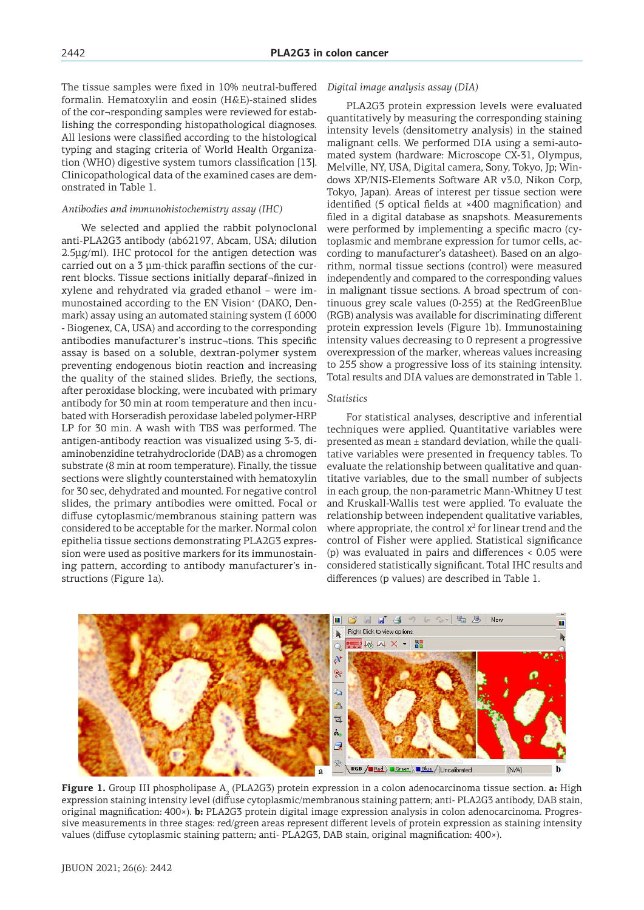The tissue samples were fixed in 10% neutral-buffered formalin. Hematoxylin and eosin (H&E)-stained slides of the cor¬responding samples were reviewed for establishing the corresponding histopathological diagnoses. All lesions were classified according to the histological typing and staging criteria of World Health Organization (WHO) digestive system tumors classification [13]. Clinicopathological data of the examined cases are demonstrated in Table 1.

*Antibodies and immunohistochemistry assay (IHC)*

We selected and applied the rabbit polynoclonal anti-PLA2G3 antibody (ab62197, Abcam, USA; dilution 2.5μg/ml). IHC protocol for the antigen detection was carried out on a 3 μm-thick paraffin sections of the current blocks. Tissue sections initially deparaf¬finized in xylene and rehydrated via graded ethanol – were immunostained according to the EN Vision+ (DAKO, Denmark) assay using an automated staining system (I 6000 - Biogenex, CA, USA) and according to the corresponding antibodies manufacturer's instruc¬tions. This specific assay is based on a soluble, dextran-polymer system preventing endogenous biotin reaction and increasing the quality of the stained slides. Briefly, the sections, after peroxidase blocking, were incubated with primary antibody for 30 min at room temperature and then incubated with Horseradish peroxidase labeled polymer-HRP LP for 30 min. A wash with TBS was performed. The antigen-antibody reaction was visualized using 3-3, diaminobenzidine tetrahydrocloride (DAB) as a chromogen substrate (8 min at room temperature). Finally, the tissue sections were slightly counterstained with hematoxylin for 30 sec, dehydrated and mounted. For negative control slides, the primary antibodies were omitted. Focal or diffuse cytoplasmic/membranous staining pattern was considered to be acceptable for the marker. Normal colon epithelia tissue sections demonstrating PLA2G3 expression were used as positive markers for its immunostaining pattern, according to antibody manufacturer's instructions (Figure 1a).

*Digital image analysis assay (DIA)*

PLA2G3 protein expression levels were evaluated quantitatively by measuring the corresponding staining intensity levels (densitometry analysis) in the stained malignant cells. We performed DIA using a semi-automated system (hardware: Microscope CX-31, Olympus, Melville, NY, USA, Digital camera, Sony, Tokyo, Jp; Windows XP/NIS-Elements Software AR v3.0, Nikon Corp, Tokyo, Japan). Areas of interest per tissue section were identified (5 optical fields at ×400 magnification) and filed in a digital database as snapshots. Measurements were performed by implementing a specific macro (cytoplasmic and membrane expression for tumor cells, according to manufacturer's datasheet). Based on an algorithm, normal tissue sections (control) were measured independently and compared to the corresponding values in malignant tissue sections. A broad spectrum of continuous grey scale values (0-255) at the RedGreenBlue (RGB) analysis was available for discriminating different protein expression levels (Figure 1b). Immunostaining intensity values decreasing to 0 represent a progressive overexpression of the marker, whereas values increasing to 255 show a progressive loss of its staining intensity. Total results and DIA values are demonstrated in Table 1.

*Statistics*

For statistical analyses, descriptive and inferential techniques were applied. Quantitative variables were presented as mean ± standard deviation, while the qualitative variables were presented in frequency tables. To evaluate the relationship between qualitative and quantitative variables, due to the small number of subjects in each group, the non-parametric Mann-Whitney U test and Kruskall-Wallis test were applied. To evaluate the relationship between independent qualitative variables, where appropriate, the control $x^2$ for linear trend and the control of Fisher were applied. Statistical significance (p) was evaluated in pairs and differences $< 0.05$ were considered statistically significant. Total IHC results and differences (p values) are described in Table 1.

**Figure 1.** Group III phospholipase $A_2$ (PLA2G3) protein expression in a colon adenocarcinoma tissue section. **a:** High expression staining intensity level (diffuse cytoplasmic/membranous staining pattern; anti- PLA2G3 antibody, DAB stain, original magnification: 400×). **b:** PLA2G3 protein digital image expression analysis in colon adenocarcinoma. Progressive measurements in three stages: red/green areas represent different levels of protein expression as staining intensity values (diffuse cytoplasmic staining pattern; anti- PLA2G3, DAB stain, original magnification: 400×).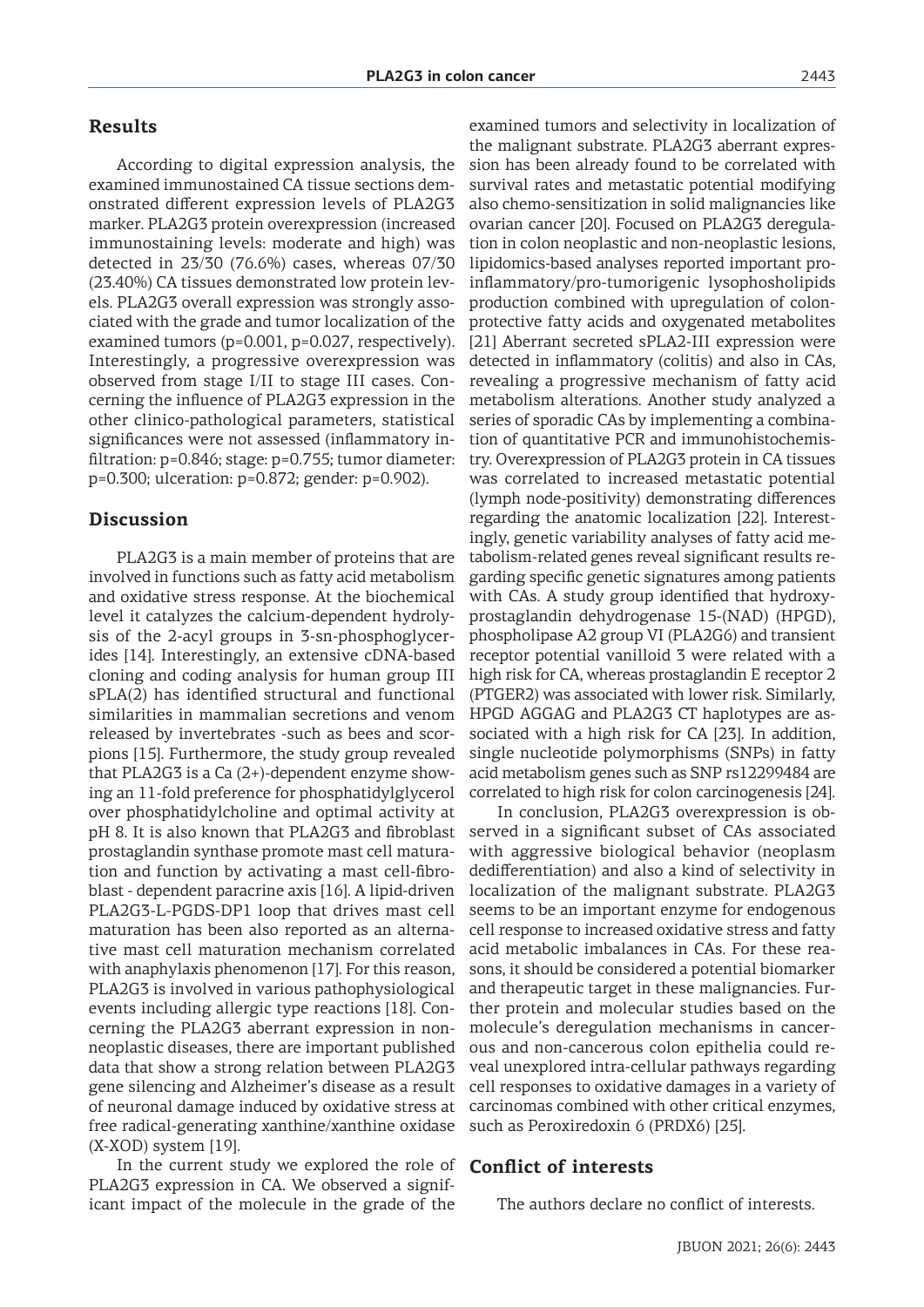## Results

According to digital expression analysis, the examined immunostained CA tissue sections demonstrated different expression levels of PLA2G3 marker. PLA2G3 protein overexpression (increased immunostaining levels: moderate and high) was detected in 23/30 (76.6%) cases, whereas 07/30 (23.40%) CA tissues demonstrated low protein levels. PLA2G3 overall expression was strongly associated with the grade and tumor localization of the examined tumors (p=0.001, p=0.027, respectively). Interestingly, a progressive overexpression was observed from stage I/II to stage III cases. Concerning the influence of PLA2G3 expression in the other clinico-pathological parameters, statistical significances were not assessed (inflammatory infiltration: p=0.846; stage: p=0.755; tumor diameter: p=0.300; ulceration: p=0.872; gender: p=0.902).

## Discussion

PLA2G3 is a main member of proteins that are involved in functions such as fatty acid metabolism and oxidative stress response. At the biochemical level it catalyzes the calcium-dependent hydrolysis of the 2-acyl groups in 3-sn-phosphoglycerides [14]. Interestingly, an extensive cDNA-based cloning and coding analysis for human group III sPLA(2) has identified structural and functional similarities in mammalian secretions and venom released by invertebrates -such as bees and scorpions [15]. Furthermore, the study group revealed that PLA2G3 is a Ca (2+)-dependent enzyme showing an 11-fold preference for phosphatidylglycerol over phosphatidylcholine and optimal activity at pH 8. It is also known that PLA2G3 and fibroblast prostaglandin synthase promote mast cell maturation and function by activating a mast cell-fibroblast - dependent paracrine axis [16]. A lipid-driven PLA2G3-L-PGDS-DP1 loop that drives mast cell maturation has been also reported as an alternative mast cell maturation mechanism correlated with anaphylaxis phenomenon [17]. For this reason, PLA2G3 is involved in various pathophysiological events including allergic type reactions [18]. Concerning the PLA2G3 aberrant expression in non-neoplastic diseases, there are important published data that show a strong relation between PLA2G3 gene silencing and Alzheimer's disease as a result of neuronal damage induced by oxidative stress at free radical-generating xanthine/xanthine oxidase (X-XOD) system [19].

In the current study we explored the role of PLA2G3 expression in CA. We observed a significant impact of the molecule in the grade of the examined tumors and selectivity in localization of the malignant substrate. PLA2G3 aberrant expression has been already found to be correlated with survival rates and metastatic potential modifying also chemo-sensitization in solid malignancies like ovarian cancer [20]. Focused on PLA2G3 deregulation in colon neoplastic and non-neoplastic lesions, lipidomics-based analyses reported important pro-inflammatory/pro-tumorigenic lysophosholipids production combined with upregulation of colon-protective fatty acids and oxygenated metabolites [21] Aberrant secreted sPLA2-III expression were detected in inflammatory (colitis) and also in CAs, revealing a progressive mechanism of fatty acid metabolism alterations. Another study analyzed a series of sporadic CAs by implementing a combination of quantitative PCR and immunohistochemistry. Overexpression of PLA2G3 protein in CA tissues was correlated to increased metastatic potential (lymph node-positivity) demonstrating differences regarding the anatomic localization [22]. Interestingly, genetic variability analyses of fatty acid metabolism-related genes reveal significant results regarding specific genetic signatures among patients with CAs. A study group identified that hydroxyprostaglandin dehydrogenase 15-(NAD) (HPGD), phospholipase A2 group VI (PLA2G6) and transient receptor potential vanilloid 3 were related with a high risk for CA, whereas prostaglandin E receptor 2 (PTGER2) was associated with lower risk. Similarly, HPGD AGGAG and PLA2G3 CT haplotypes are associated with a high risk for CA [23]. In addition, single nucleotide polymorphisms (SNPs) in fatty acid metabolism genes such as SNP rs12299484 are correlated to high risk for colon carcinogenesis [24].

In conclusion, PLA2G3 overexpression is observed in a significant subset of CAs associated with aggressive biological behavior (neoplasm dedifferentiation) and also a kind of selectivity in localization of the malignant substrate. PLA2G3 seems to be an important enzyme for endogenous cell response to increased oxidative stress and fatty acid metabolic imbalances in CAs. For these reasons, it should be considered a potential biomarker and therapeutic target in these malignancies. Further protein and molecular studies based on the molecule's deregulation mechanisms in cancerous and non-cancerous colon epithelia could reveal unexplored intra-cellular pathways regarding cell responses to oxidative damages in a variety of carcinomas combined with other critical enzymes, such as Peroxiredoxin 6 (PRDX6) [25].

## Conflict of interests

The authors declare no conflict of interests.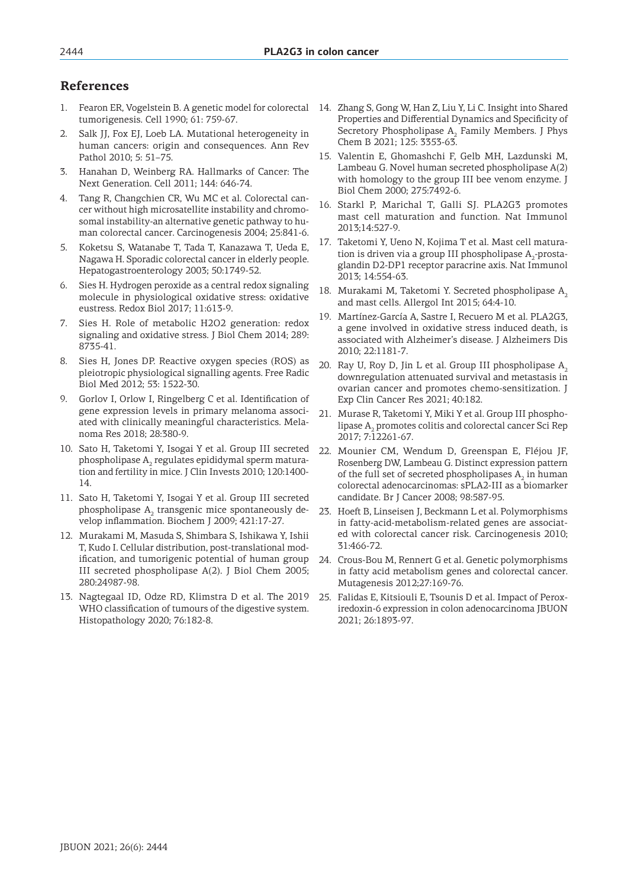## References

1. Fearon ER, Vogelstein B. A genetic model for colorectal tumorigenesis. Cell 1990; 61: 759-67.
2. Salk JJ, Fox EJ, Loeb LA. Mutational heterogeneity in human cancers: origin and consequences. Ann Rev Pathol 2010; 5: 51–75.
3. Hanahan D, Weinberg RA. Hallmarks of Cancer: The Next Generation. Cell 2011; 144: 646-74.
4. Tang R, Changchien CR, Wu MC et al. Colorectal cancer without high microsatellite instability and chromosomal instability-an alternative genetic pathway to human colorectal cancer. Carcinogenesis 2004; 25:841-6.
5. Koketsu S, Watanabe T, Tada T, Kanazawa T, Ueda E, Nagawa H. Sporadic colorectal cancer in elderly people. Hepatogastroenterology 2003; 50:1749-52.
6. Sies H. Hydrogen peroxide as a central redox signaling molecule in physiological oxidative stress: oxidative eustress. Redox Biol 2017; 11:613-9.
7. Sies H. Role of metabolic H2O2 generation: redox signaling and oxidative stress. J Biol Chem 2014; 289: 8735-41.
8. Sies H, Jones DP. Reactive oxygen species (ROS) as pleiotropic physiological signalling agents. Free Radic Biol Med 2012; 53: 1522-30.
9. Gorlov I, Orlow I, Ringelberg C et al. Identification of gene expression levels in primary melanoma associated with clinically meaningful characteristics. Melanoma Res 2018; 28:380-9.
10. Sato H, Taketomi Y, Isogai Y et al. Group III secreted phospholipase $A_2$ regulates epididymal sperm maturation and fertility in mice. J Clin Invests 2010; 120:1400-14.
11. Sato H, Taketomi Y, Isogai Y et al. Group III secreted phospholipase $A_2$ transgenic mice spontaneously develop inflammation. Biochem J 2009; 421:17-27.
12. Murakami M, Masuda S, Shimbara S, Ishikawa Y, Ishii T, Kudo I. Cellular distribution, post-translational modification, and tumorigenic potential of human group III secreted phospholipase A(2). J Biol Chem 2005; 280:24987-98.
13. Nagtegaal ID, Odze RD, Klimstra D et al. The 2019 WHO classification of tumours of the digestive system. Histopathology 2020; 76:182-8.
14. Zhang S, Gong W, Han Z, Liu Y, Li C. Insight into Shared Properties and Differential Dynamics and Specificity of Secretory Phospholipase $A_2$ Family Members. J Phys Chem B 2021; 125: 3353-63.
15. Valentin E, Ghomashchi F, Gelb MH, Lazdunski M, Lambeau G. Novel human secreted phospholipase A(2) with homology to the group III bee venom enzyme. J Biol Chem 2000; 275:7492-6.
16. Starkl P, Marichal T, Galli SJ. PLA2G3 promotes mast cell maturation and function. Nat Immunol 2013;14:527-9.
17. Taketomi Y, Ueno N, Kojima T et al. Mast cell maturation is driven via a group III phospholipase $A_2$-prostaglandin D2-DP1 receptor paracrine axis. Nat Immunol 2013; 14:554-63.
18. Murakami M, Taketomi Y. Secreted phospholipase $A_2$ and mast cells. Allergol Int 2015; 64:4-10.
19. Martínez-García A, Sastre I, Recuero M et al. PLA2G3, a gene involved in oxidative stress induced death, is associated with Alzheimer's disease. J Alzheimers Dis 2010; 22:1181-7.
20. Ray U, Roy D, Jin L et al. Group III phospholipase $A_2$ downregulation attenuated survival and metastasis in ovarian cancer and promotes chemo-sensitization. J Exp Clin Cancer Res 2021; 40:182.
21. Murase R, Taketomi Y, Miki Y et al. Group III phospholipase $A_2$ promotes colitis and colorectal cancer Sci Rep 2017; 7:12261-67.
22. Mounier CM, Wendum D, Greenspan E, Fléjou JF, Rosenberg DW, Lambeau G. Distinct expression pattern of the full set of secreted phospholipases $A_2$ in human colorectal adenocarcinomas: sPLA2-III as a biomarker candidate. Br J Cancer 2008; 98:587-95.
23. Hoeft B, Linseisen J, Beckmann L et al. Polymorphisms in fatty-acid-metabolism-related genes are associated with colorectal cancer risk. Carcinogenesis 2010; 31:466-72.
24. Crous-Bou M, Rennert G et al. Genetic polymorphisms in fatty acid metabolism genes and colorectal cancer. Mutagenesis 2012;27:169-76.
25. Falidas E, Kitsiouli E, Tsounis D et al. Impact of Peroxiredoxin-6 expression in colon adenocarcinoma JBUON 2021; 26:1893-97.